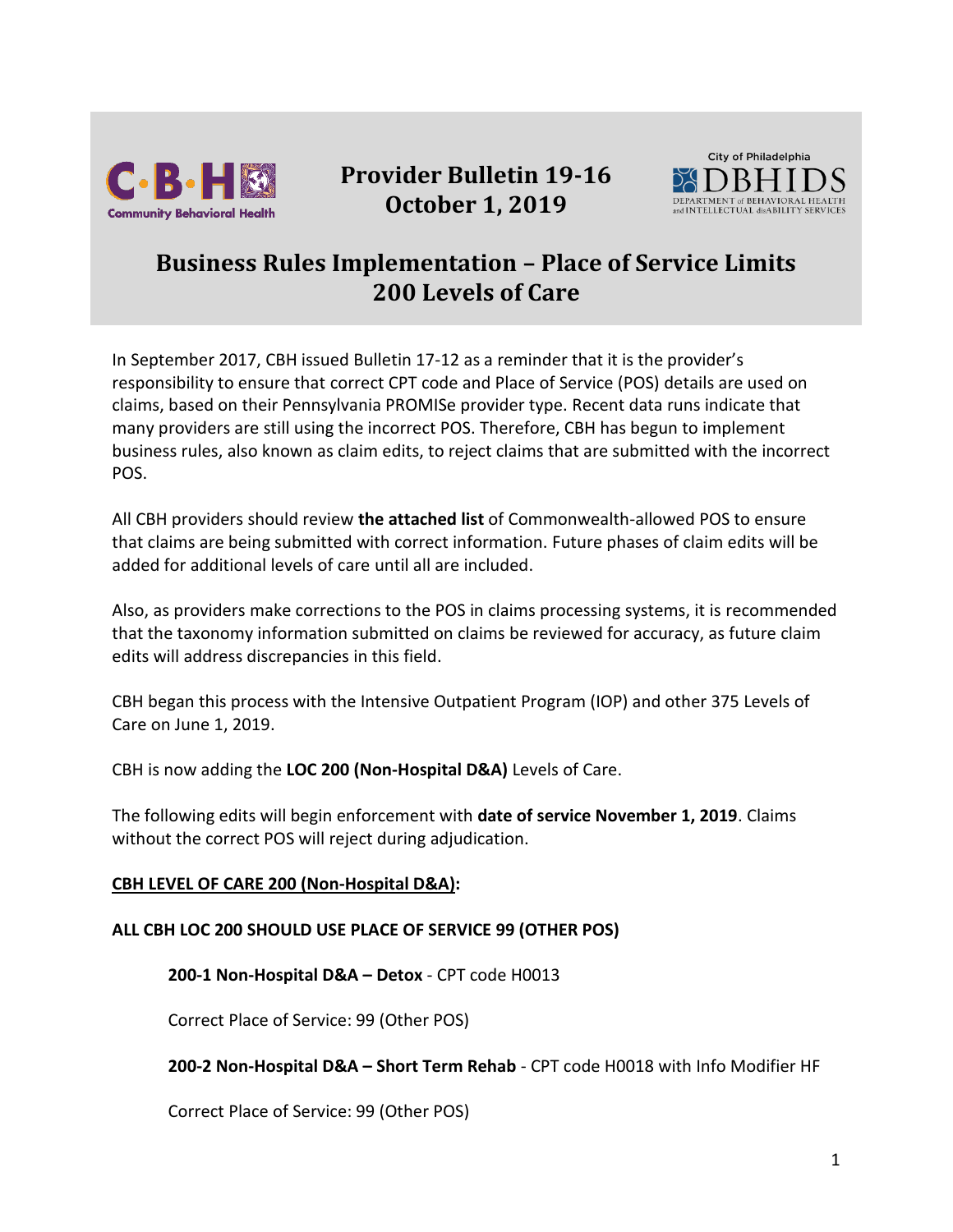# Provider Bulletin 19-16
# October 1, 2019

## Business Rules Implementation – Place of Service Limits 200 Levels of Care

In September 2017, CBH issued Bulletin 17-12 as a reminder that it is the provider's responsibility to ensure that correct CPT code and Place of Service (POS) details are used on claims, based on their Pennsylvania PROMISe provider type. Recent data runs indicate that many providers are still using the incorrect POS. Therefore, CBH has begun to implement business rules, also known as claim edits, to reject claims that are submitted with the incorrect POS.

All CBH providers should review **the attached list** of Commonwealth-allowed POS to ensure that claims are being submitted with correct information. Future phases of claim edits will be added for additional levels of care until all are included.

Also, as providers make corrections to the POS in claims processing systems, it is recommended that the taxonomy information submitted on claims be reviewed for accuracy, as future claim edits will address discrepancies in this field.

CBH began this process with the Intensive Outpatient Program (IOP) and other 375 Levels of Care on June 1, 2019.

CBH is now adding the **LOC 200 (Non-Hospital D&A)** Levels of Care.

The following edits will begin enforcement with **date of service November 1, 2019**. Claims without the correct POS will reject during adjudication.

**<u>CBH LEVEL OF CARE 200 (Non-Hospital D&A)</u>:**

**ALL CBH LOC 200 SHOULD USE PLACE OF SERVICE 99 (OTHER POS)**

**200-1 Non-Hospital D&A – Detox** - CPT code H0013

Correct Place of Service: 99 (Other POS)

**200-2 Non-Hospital D&A – Short Term Rehab** - CPT code H0018 with Info Modifier HF

Correct Place of Service: 99 (Other POS)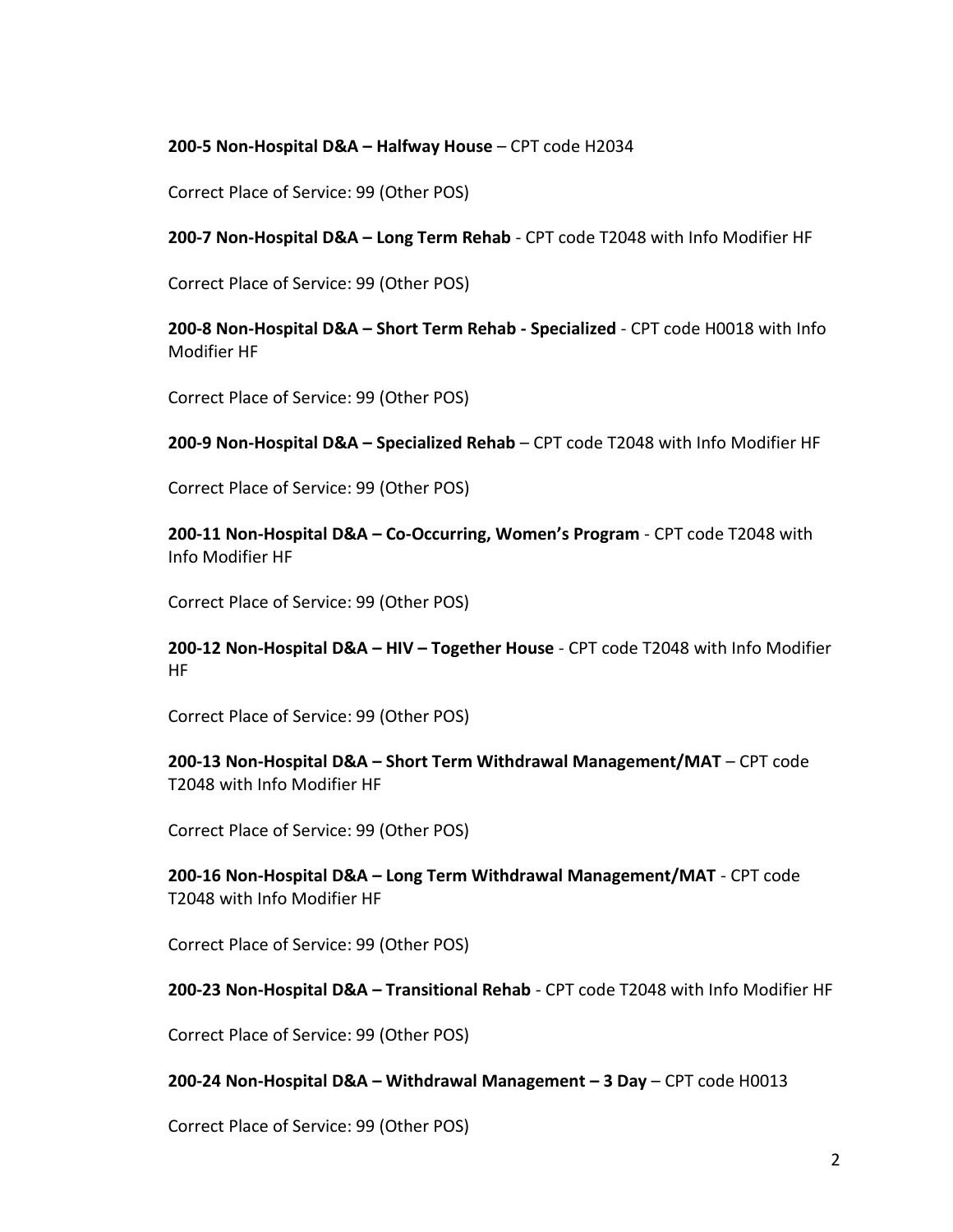**200-5 Non-Hospital D&A – Halfway House** – CPT code H2034

Correct Place of Service: 99 (Other POS)

**200-7 Non-Hospital D&A – Long Term Rehab** - CPT code T2048 with Info Modifier HF

Correct Place of Service: 99 (Other POS)

**200-8 Non-Hospital D&A – Short Term Rehab - Specialized** - CPT code H0018 with Info Modifier HF

Correct Place of Service: 99 (Other POS)

**200-9 Non-Hospital D&A – Specialized Rehab** – CPT code T2048 with Info Modifier HF

Correct Place of Service: 99 (Other POS)

**200-11 Non-Hospital D&A – Co-Occurring, Women's Program** - CPT code T2048 with Info Modifier HF

Correct Place of Service: 99 (Other POS)

**200-12 Non-Hospital D&A – HIV – Together House** - CPT code T2048 with Info Modifier HF

Correct Place of Service: 99 (Other POS)

**200-13 Non-Hospital D&A – Short Term Withdrawal Management/MAT** – CPT code T2048 with Info Modifier HF

Correct Place of Service: 99 (Other POS)

**200-16 Non-Hospital D&A – Long Term Withdrawal Management/MAT** - CPT code T2048 with Info Modifier HF

Correct Place of Service: 99 (Other POS)

**200-23 Non-Hospital D&A – Transitional Rehab** - CPT code T2048 with Info Modifier HF

Correct Place of Service: 99 (Other POS)

**200-24 Non-Hospital D&A – Withdrawal Management – 3 Day** – CPT code H0013

Correct Place of Service: 99 (Other POS)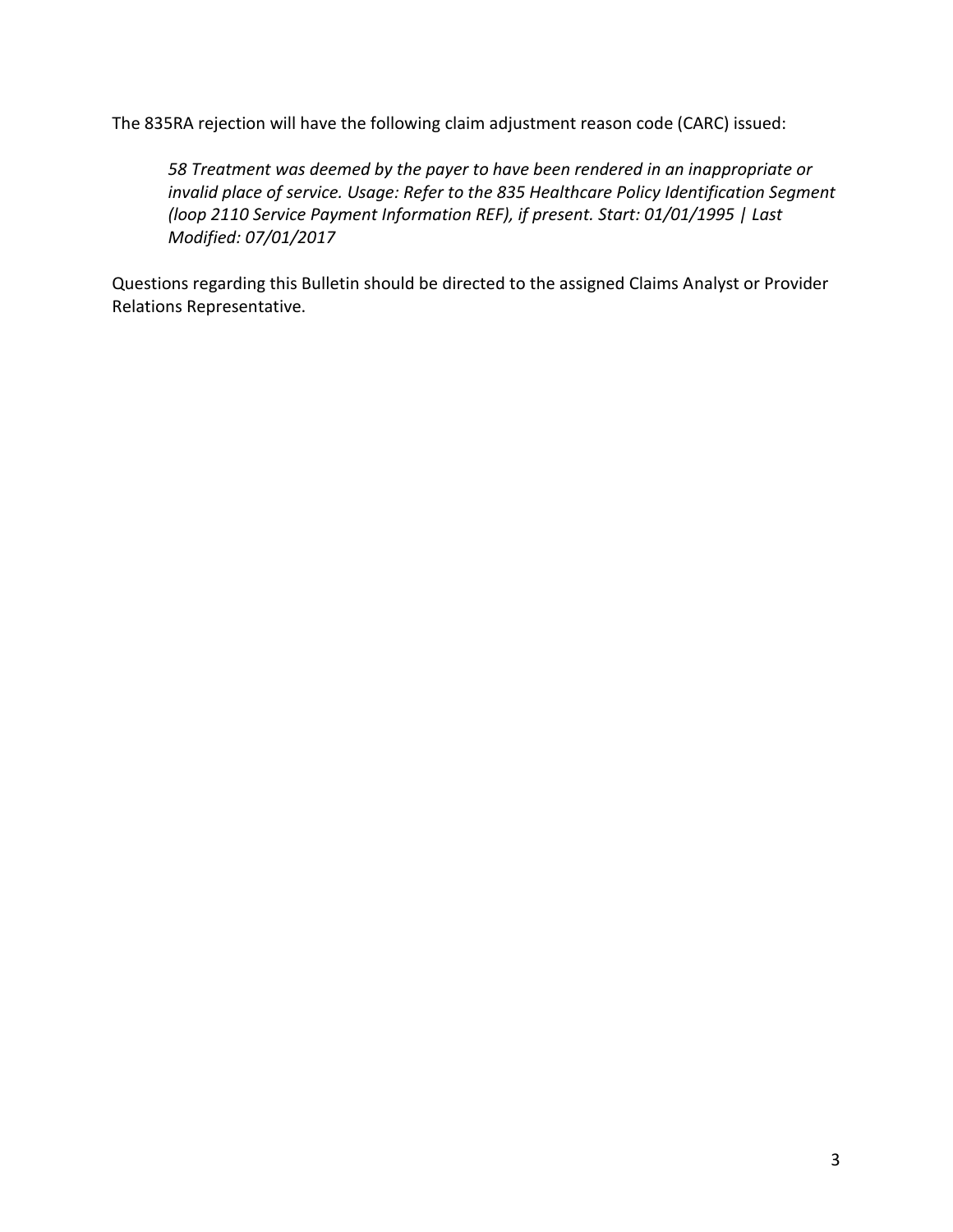The 835RA rejection will have the following claim adjustment reason code (CARC) issued:

> *58 Treatment was deemed by the payer to have been rendered in an inappropriate or invalid place of service. Usage: Refer to the 835 Healthcare Policy Identification Segment (loop 2110 Service Payment Information REF), if present. Start: 01/01/1995 | Last Modified: 07/01/2017*

Questions regarding this Bulletin should be directed to the assigned Claims Analyst or Provider Relations Representative.